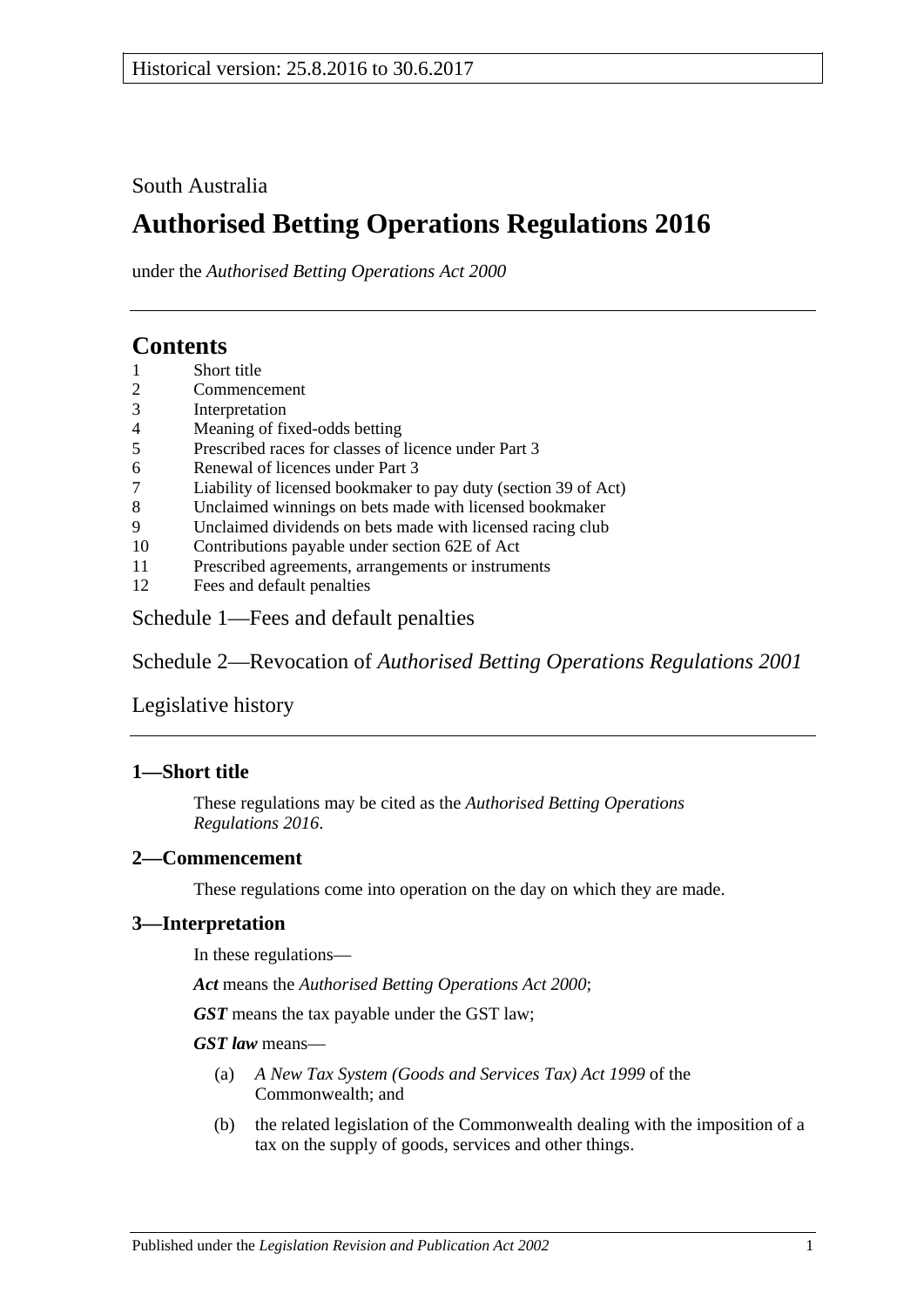Historical version: 25.8.2016 to 30.6.2017

South Australia

# Authorised Betting Operations Regulations 2016

under the *Authorised Betting Operations Act 2000*

## Contents

1 Short title
2 Commencement
3 Interpretation
4 Meaning of fixed-odds betting
5 Prescribed races for classes of licence under Part 3
6 Renewal of licences under Part 3
7 Liability of licensed bookmaker to pay duty (section 39 of Act)
8 Unclaimed winnings on bets made with licensed bookmaker
9 Unclaimed dividends on bets made with licensed racing club
10 Contributions payable under section 62E of Act
11 Prescribed agreements, arrangements or instruments
12 Fees and default penalties

Schedule 1—Fees and default penalties

Schedule 2—Revocation of *Authorised Betting Operations Regulations 2001*

Legislative history

### 1—Short title

These regulations may be cited as the *Authorised Betting Operations Regulations 2016*.

### 2—Commencement

These regulations come into operation on the day on which they are made.

### 3—Interpretation

In these regulations—

***Act*** means the *Authorised Betting Operations Act 2000*;

***GST*** means the tax payable under the GST law;

***GST law*** means—

(a) *A New Tax System (Goods and Services Tax) Act 1999* of the Commonwealth; and

(b) the related legislation of the Commonwealth dealing with the imposition of a tax on the supply of goods, services and other things.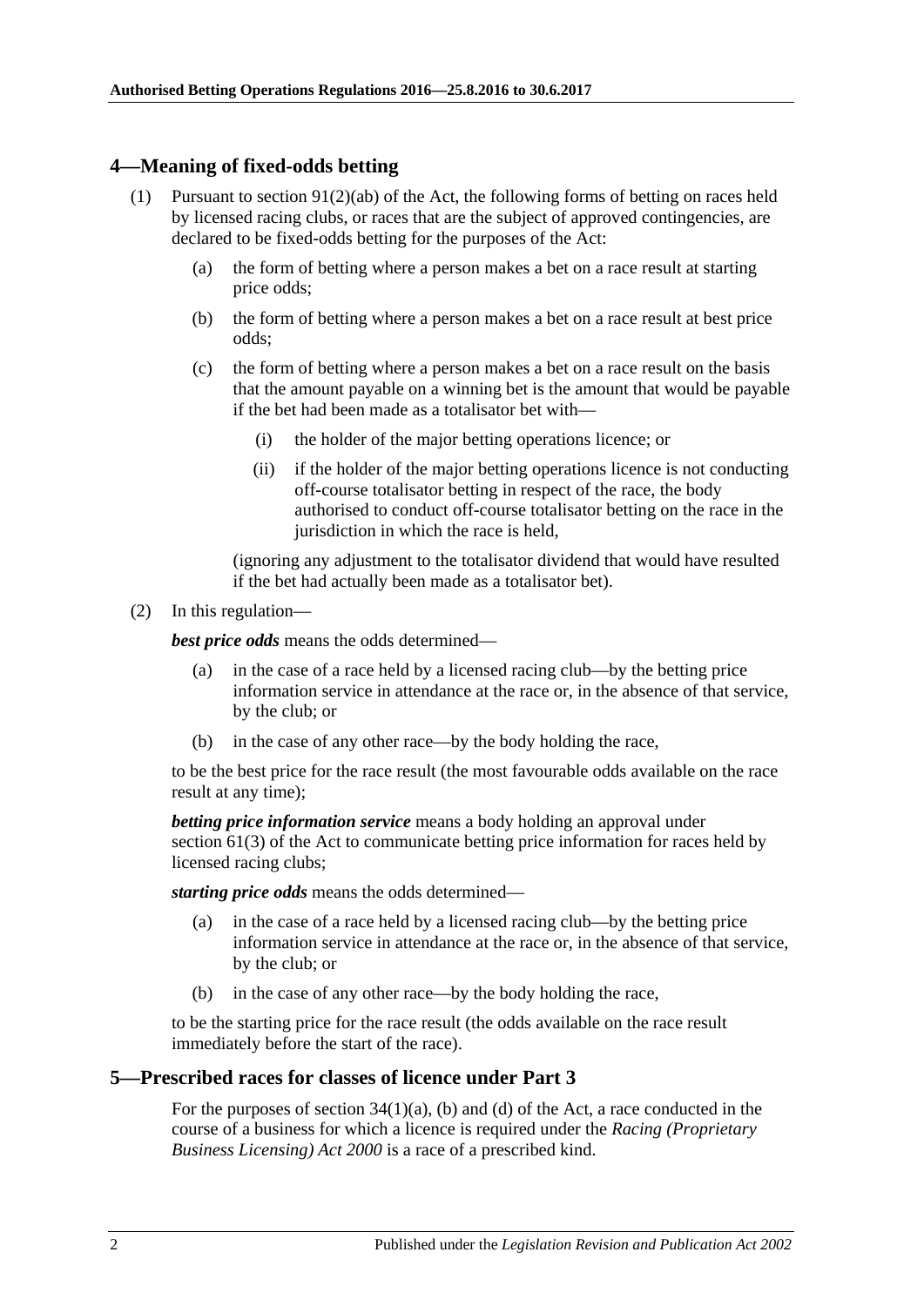## 4—Meaning of fixed-odds betting

(1) Pursuant to section 91(2)(ab) of the Act, the following forms of betting on races held by licensed racing clubs, or races that are the subject of approved contingencies, are declared to be fixed-odds betting for the purposes of the Act:

(a) the form of betting where a person makes a bet on a race result at starting price odds;

(b) the form of betting where a person makes a bet on a race result at best price odds;

(c) the form of betting where a person makes a bet on a race result on the basis that the amount payable on a winning bet is the amount that would be payable if the bet had been made as a totalisator bet with—

(i) the holder of the major betting operations licence; or

(ii) if the holder of the major betting operations licence is not conducting off-course totalisator betting in respect of the race, the body authorised to conduct off-course totalisator betting on the race in the jurisdiction in which the race is held,

(ignoring any adjustment to the totalisator dividend that would have resulted if the bet had actually been made as a totalisator bet).

(2) In this regulation—

***best price odds*** means the odds determined—

(a) in the case of a race held by a licensed racing club—by the betting price information service in attendance at the race or, in the absence of that service, by the club; or

(b) in the case of any other race—by the body holding the race,

to be the best price for the race result (the most favourable odds available on the race result at any time);

***betting price information service*** means a body holding an approval under section 61(3) of the Act to communicate betting price information for races held by licensed racing clubs;

***starting price odds*** means the odds determined—

(a) in the case of a race held by a licensed racing club—by the betting price information service in attendance at the race or, in the absence of that service, by the club; or

(b) in the case of any other race—by the body holding the race,

to be the starting price for the race result (the odds available on the race result immediately before the start of the race).

## 5—Prescribed races for classes of licence under Part 3

For the purposes of section 34(1)(a), (b) and (d) of the Act, a race conducted in the course of a business for which a licence is required under the *Racing (Proprietary Business Licensing) Act 2000* is a race of a prescribed kind.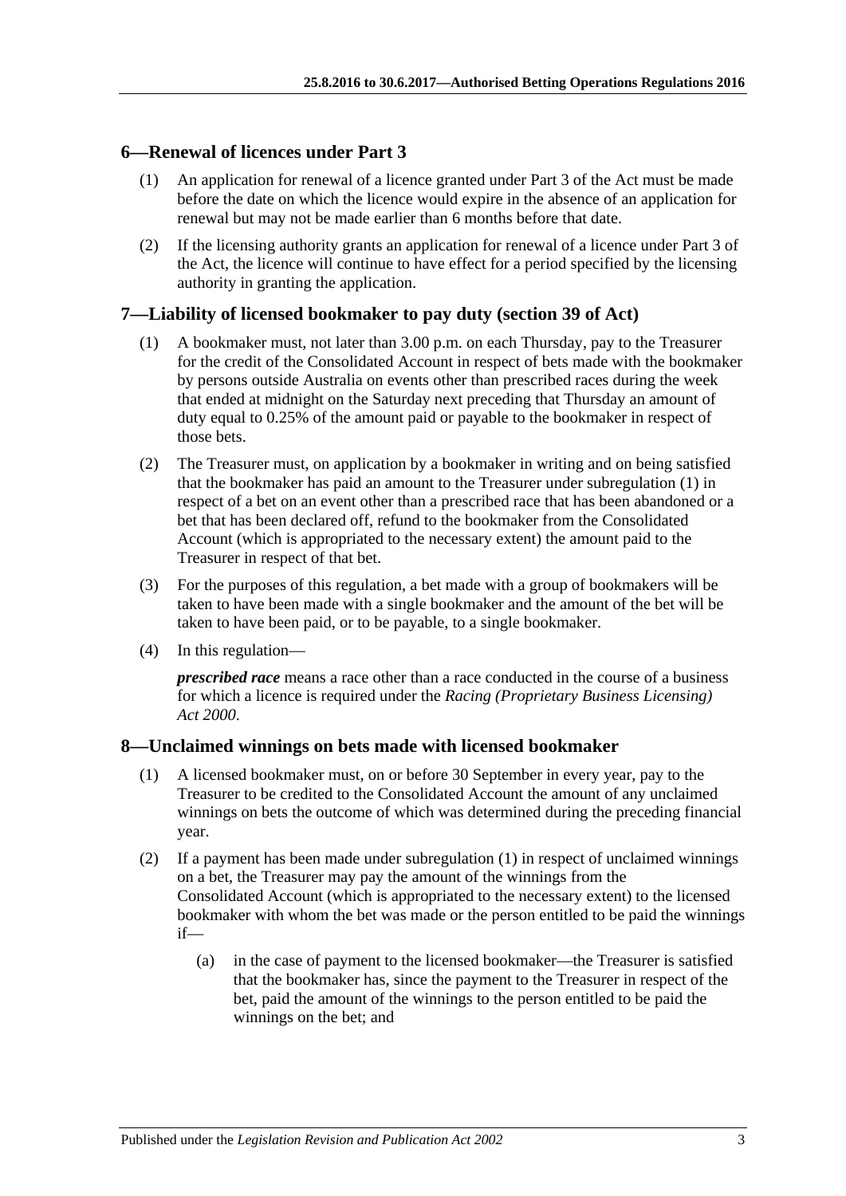## 6—Renewal of licences under Part 3

(1) An application for renewal of a licence granted under Part 3 of the Act must be made before the date on which the licence would expire in the absence of an application for renewal but may not be made earlier than 6 months before that date.

(2) If the licensing authority grants an application for renewal of a licence under Part 3 of the Act, the licence will continue to have effect for a period specified by the licensing authority in granting the application.

## 7—Liability of licensed bookmaker to pay duty (section 39 of Act)

(1) A bookmaker must, not later than 3.00 p.m. on each Thursday, pay to the Treasurer for the credit of the Consolidated Account in respect of bets made with the bookmaker by persons outside Australia on events other than prescribed races during the week that ended at midnight on the Saturday next preceding that Thursday an amount of duty equal to 0.25% of the amount paid or payable to the bookmaker in respect of those bets.

(2) The Treasurer must, on application by a bookmaker in writing and on being satisfied that the bookmaker has paid an amount to the Treasurer under subregulation (1) in respect of a bet on an event other than a prescribed race that has been abandoned or a bet that has been declared off, refund to the bookmaker from the Consolidated Account (which is appropriated to the necessary extent) the amount paid to the Treasurer in respect of that bet.

(3) For the purposes of this regulation, a bet made with a group of bookmakers will be taken to have been made with a single bookmaker and the amount of the bet will be taken to have been paid, or to be payable, to a single bookmaker.

(4) In this regulation—

***prescribed race*** means a race other than a race conducted in the course of a business for which a licence is required under the *Racing (Proprietary Business Licensing) Act 2000*.

## 8—Unclaimed winnings on bets made with licensed bookmaker

(1) A licensed bookmaker must, on or before 30 September in every year, pay to the Treasurer to be credited to the Consolidated Account the amount of any unclaimed winnings on bets the outcome of which was determined during the preceding financial year.

(2) If a payment has been made under subregulation (1) in respect of unclaimed winnings on a bet, the Treasurer may pay the amount of the winnings from the Consolidated Account (which is appropriated to the necessary extent) to the licensed bookmaker with whom the bet was made or the person entitled to be paid the winnings if—

(a) in the case of payment to the licensed bookmaker—the Treasurer is satisfied that the bookmaker has, since the payment to the Treasurer in respect of the bet, paid the amount of the winnings to the person entitled to be paid the winnings on the bet; and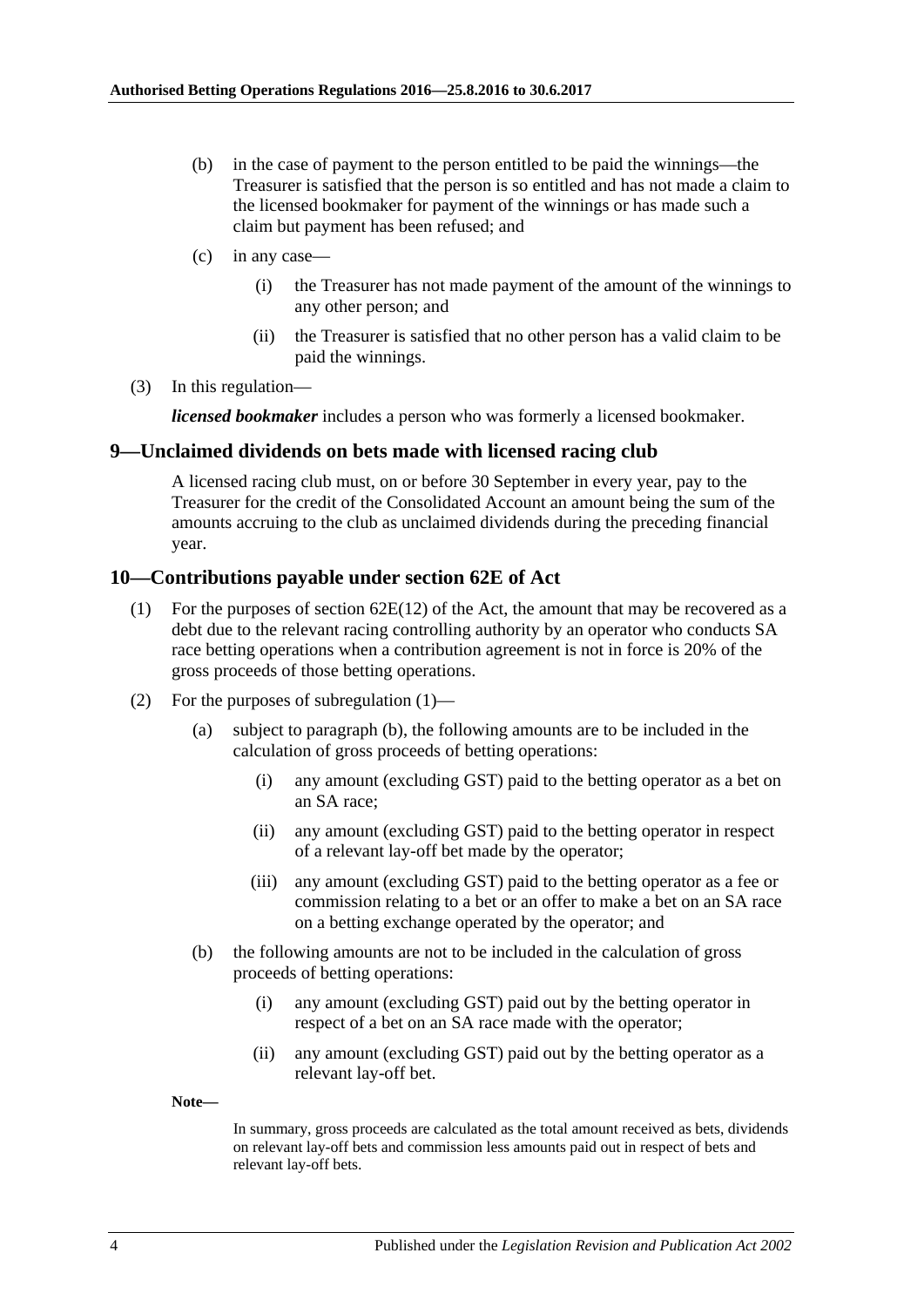(b) in the case of payment to the person entitled to be paid the winnings—the Treasurer is satisfied that the person is so entitled and has not made a claim to the licensed bookmaker for payment of the winnings or has made such a claim but payment has been refused; and

(c) in any case—

  (i) the Treasurer has not made payment of the amount of the winnings to any other person; and

  (ii) the Treasurer is satisfied that no other person has a valid claim to be paid the winnings.

(3) In this regulation—

***licensed bookmaker*** includes a person who was formerly a licensed bookmaker.

## 9—Unclaimed dividends on bets made with licensed racing club

A licensed racing club must, on or before 30 September in every year, pay to the Treasurer for the credit of the Consolidated Account an amount being the sum of the amounts accruing to the club as unclaimed dividends during the preceding financial year.

## 10—Contributions payable under section 62E of Act

(1) For the purposes of section 62E(12) of the Act, the amount that may be recovered as a debt due to the relevant racing controlling authority by an operator who conducts SA race betting operations when a contribution agreement is not in force is 20% of the gross proceeds of those betting operations.

(2) For the purposes of subregulation (1)—

(a) subject to paragraph (b), the following amounts are to be included in the calculation of gross proceeds of betting operations:

  (i) any amount (excluding GST) paid to the betting operator as a bet on an SA race;

  (ii) any amount (excluding GST) paid to the betting operator in respect of a relevant lay-off bet made by the operator;

  (iii) any amount (excluding GST) paid to the betting operator as a fee or commission relating to a bet or an offer to make a bet on an SA race on a betting exchange operated by the operator; and

(b) the following amounts are not to be included in the calculation of gross proceeds of betting operations:

  (i) any amount (excluding GST) paid out by the betting operator in respect of a bet on an SA race made with the operator;

  (ii) any amount (excluding GST) paid out by the betting operator as a relevant lay-off bet.

**Note—**

In summary, gross proceeds are calculated as the total amount received as bets, dividends on relevant lay-off bets and commission less amounts paid out in respect of bets and relevant lay-off bets.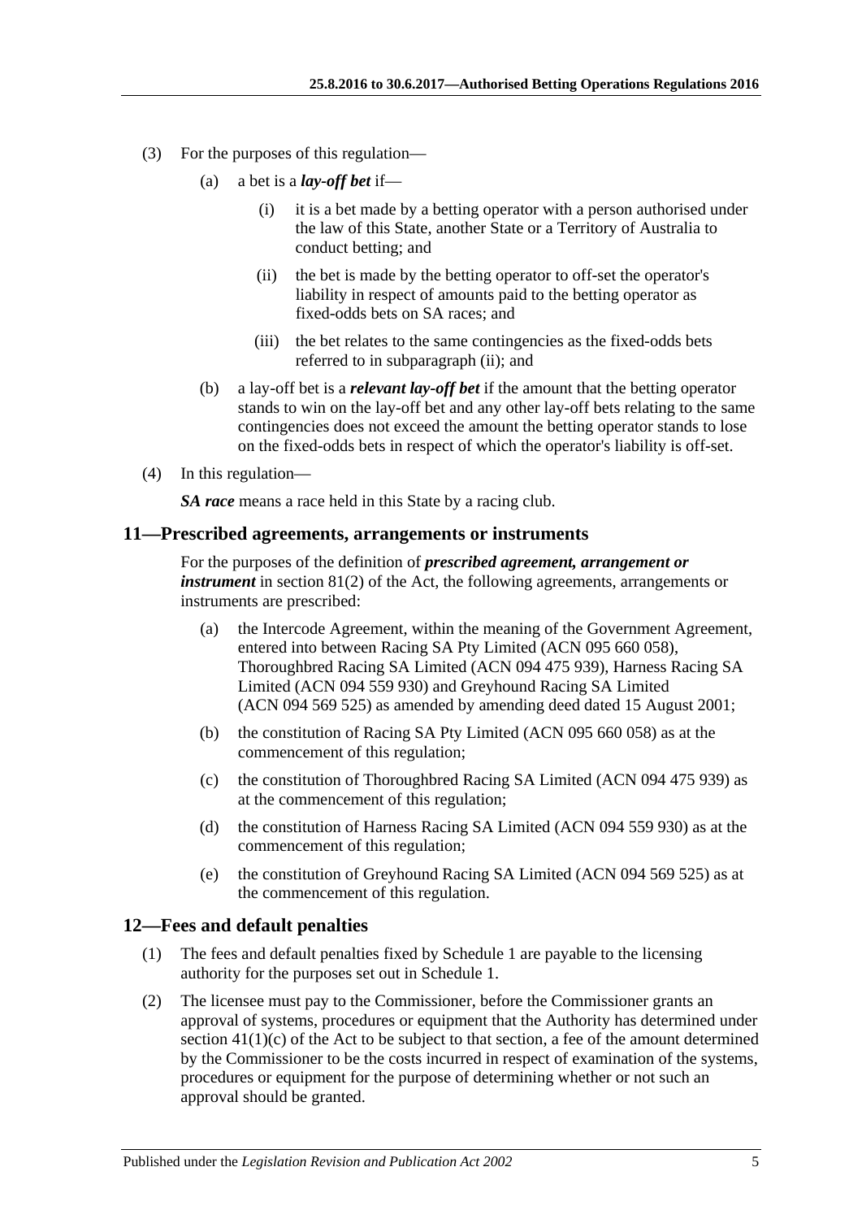(3) For the purposes of this regulation—

(a) a bet is a ***lay-off bet*** if—

(i) it is a bet made by a betting operator with a person authorised under the law of this State, another State or a Territory of Australia to conduct betting; and

(ii) the bet is made by the betting operator to off-set the operator's liability in respect of amounts paid to the betting operator as fixed-odds bets on SA races; and

(iii) the bet relates to the same contingencies as the fixed-odds bets referred to in subparagraph (ii); and

(b) a lay-off bet is a ***relevant lay-off bet*** if the amount that the betting operator stands to win on the lay-off bet and any other lay-off bets relating to the same contingencies does not exceed the amount the betting operator stands to lose on the fixed-odds bets in respect of which the operator's liability is off-set.

(4) In this regulation—

***SA race*** means a race held in this State by a racing club.

## 11—Prescribed agreements, arrangements or instruments

For the purposes of the definition of ***prescribed agreement, arrangement or instrument*** in section 81(2) of the Act, the following agreements, arrangements or instruments are prescribed:

(a) the Intercode Agreement, within the meaning of the Government Agreement, entered into between Racing SA Pty Limited (ACN 095 660 058), Thoroughbred Racing SA Limited (ACN 094 475 939), Harness Racing SA Limited (ACN 094 559 930) and Greyhound Racing SA Limited (ACN 094 569 525) as amended by amending deed dated 15 August 2001;

(b) the constitution of Racing SA Pty Limited (ACN 095 660 058) as at the commencement of this regulation;

(c) the constitution of Thoroughbred Racing SA Limited (ACN 094 475 939) as at the commencement of this regulation;

(d) the constitution of Harness Racing SA Limited (ACN 094 559 930) as at the commencement of this regulation;

(e) the constitution of Greyhound Racing SA Limited (ACN 094 569 525) as at the commencement of this regulation.

## 12—Fees and default penalties

(1) The fees and default penalties fixed by Schedule 1 are payable to the licensing authority for the purposes set out in Schedule 1.

(2) The licensee must pay to the Commissioner, before the Commissioner grants an approval of systems, procedures or equipment that the Authority has determined under section 41(1)(c) of the Act to be subject to that section, a fee of the amount determined by the Commissioner to be the costs incurred in respect of examination of the systems, procedures or equipment for the purpose of determining whether or not such an approval should be granted.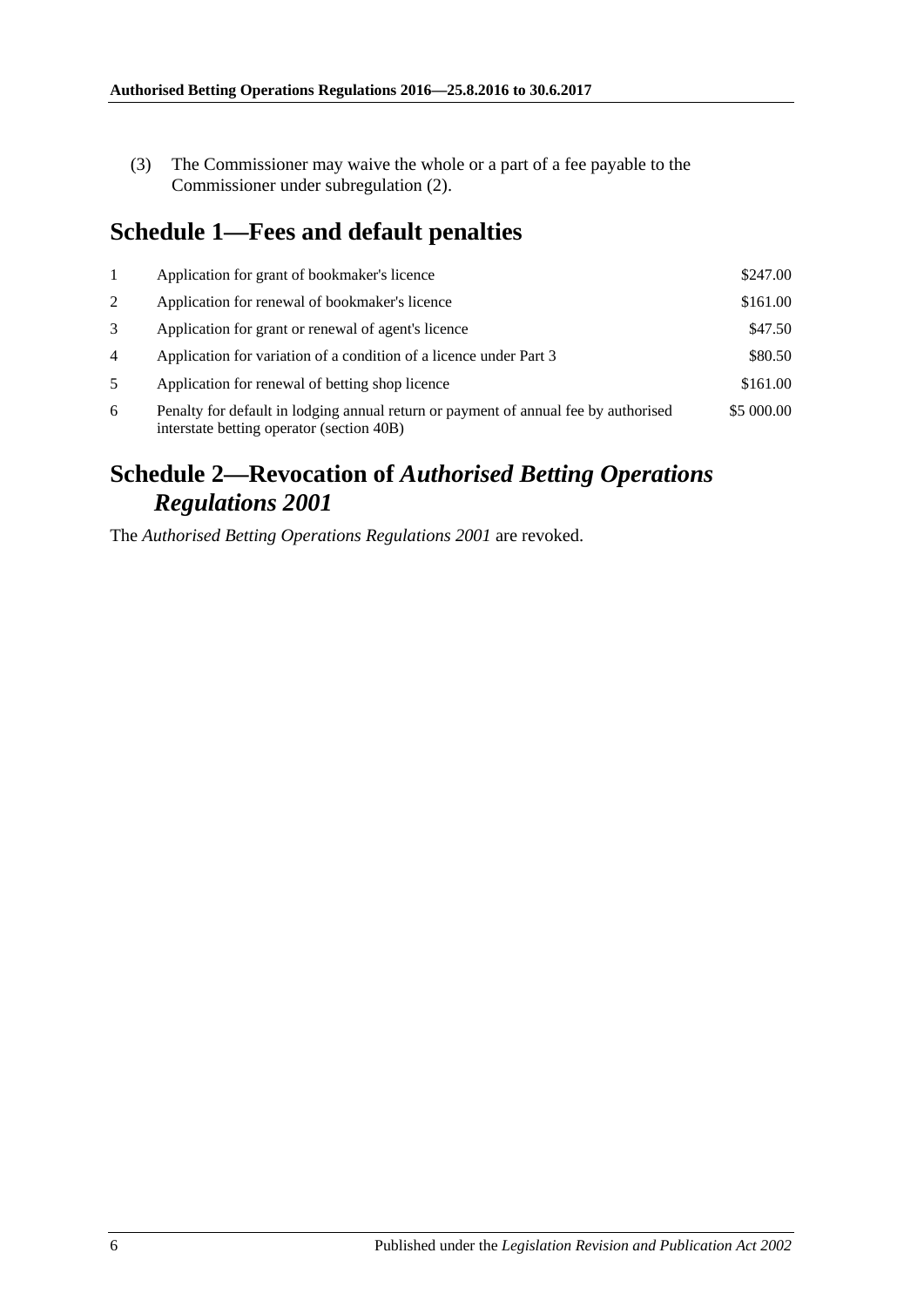(3) The Commissioner may waive the whole or a part of a fee payable to the Commissioner under subregulation (2).

## Schedule 1—Fees and default penalties

| | | |
|---|---|---|
| 1 | Application for grant of bookmaker's licence | $247.00 |
| 2 | Application for renewal of bookmaker's licence | $161.00 |
| 3 | Application for grant or renewal of agent's licence | $47.50 |
| 4 | Application for variation of a condition of a licence under Part 3 | $80.50 |
| 5 | Application for renewal of betting shop licence | $161.00 |
| 6 | Penalty for default in lodging annual return or payment of annual fee by authorised interstate betting operator (section 40B) | $5 000.00 |

## Schedule 2—Revocation of *Authorised Betting Operations Regulations 2001*

The *Authorised Betting Operations Regulations 2001* are revoked.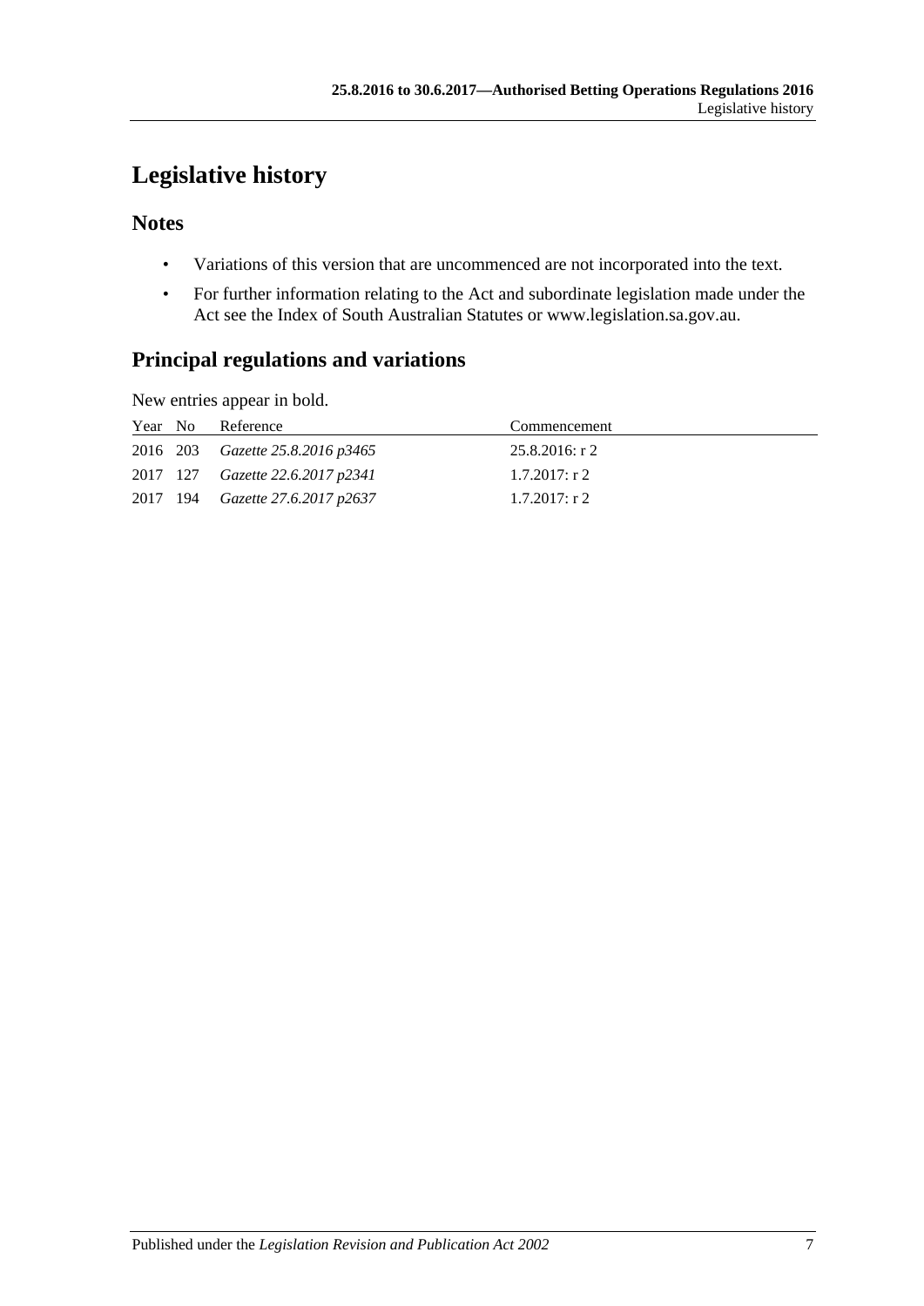# Legislative history

## Notes

- Variations of this version that are uncommenced are not incorporated into the text.
- For further information relating to the Act and subordinate legislation made under the Act see the Index of South Australian Statutes or www.legislation.sa.gov.au.

## Principal regulations and variations

New entries appear in bold.

| Year | No | Reference | Commencement |
|---|---|---|---|
| 2016 | 203 | *Gazette 25.8.2016 p3465* | 25.8.2016: r 2 |
| 2017 | 127 | *Gazette 22.6.2017 p2341* | 1.7.2017: r 2 |
| 2017 | 194 | *Gazette 27.6.2017 p2637* | 1.7.2017: r 2 |